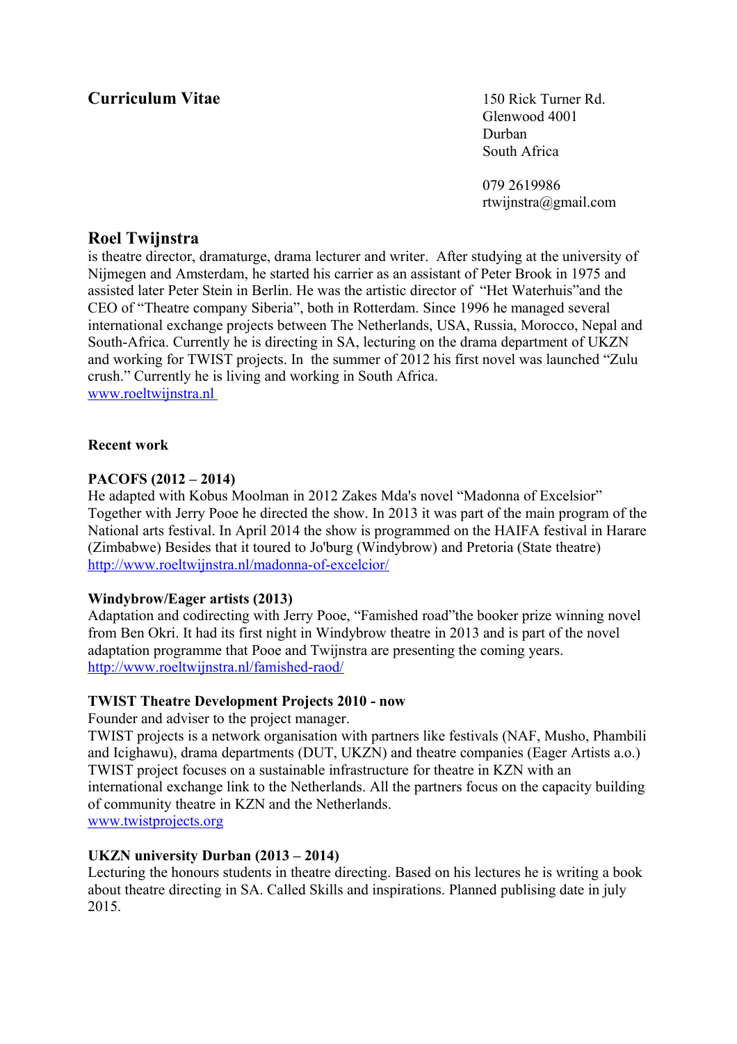# Curriculum Vitae

150 Rick Turner Rd.
Glenwood 4001
Durban
South Africa

079 2619986
rtwijnstra@gmail.com

## Roel Twijnstra

is theatre director, dramaturge, drama lecturer and writer. After studying at the university of Nijmegen and Amsterdam, he started his carrier as an assistant of Peter Brook in 1975 and assisted later Peter Stein in Berlin. He was the artistic director of "Het Waterhuis"and the CEO of "Theatre company Siberia", both in Rotterdam. Since 1996 he managed several international exchange projects between The Netherlands, USA, Russia, Morocco, Nepal and South-Africa. Currently he is directing in SA, lecturing on the drama department of UKZN and working for TWIST projects. In the summer of 2012 his first novel was launched "Zulu crush." Currently he is living and working in South Africa.
[www.roeltwijnstra.nl](http://www.roeltwijnstra.nl)

### Recent work

**PACOFS (2012 – 2014)**
He adapted with Kobus Moolman in 2012 Zakes Mda's novel "Madonna of Excelsior" Together with Jerry Pooe he directed the show. In 2013 it was part of the main program of the National arts festival. In April 2014 the show is programmed on the HAIFA festival in Harare (Zimbabwe) Besides that it toured to Jo'burg (Windybrow) and Pretoria (State theatre)
[http://www.roeltwijnstra.nl/madonna-of-excelcior/](http://www.roeltwijnstra.nl/madonna-of-excelcior/)

**Windybrow/Eager artists (2013)**
Adaptation and codirecting with Jerry Pooe, "Famished road"the booker prize winning novel from Ben Okri. It had its first night in Windybrow theatre in 2013 and is part of the novel adaptation programme that Pooe and Twijnstra are presenting the coming years.
[http://www.roeltwijnstra.nl/famished-raod/](http://www.roeltwijnstra.nl/famished-raod/)

**TWIST Theatre Development Projects 2010 - now**
Founder and adviser to the project manager.
TWIST projects is a network organisation with partners like festivals (NAF, Musho, Phambili and Icighawu), drama departments (DUT, UKZN) and theatre companies (Eager Artists a.o.) TWIST project focuses on a sustainable infrastructure for theatre in KZN with an international exchange link to the Netherlands. All the partners focus on the capacity building of community theatre in KZN and the Netherlands.
[www.twistprojects.org](http://www.twistprojects.org)

**UKZN university Durban (2013 – 2014)**
Lecturing the honours students in theatre directing. Based on his lectures he is writing a book about theatre directing in SA. Called Skills and inspirations. Planned publising date in july 2015.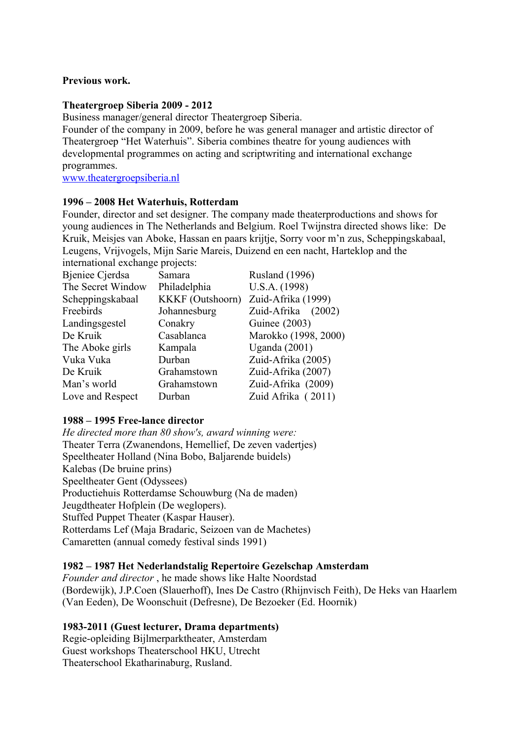**Previous work.**

**Theatergroep Siberia 2009 - 2012**

Business manager/general director Theatergroep Siberia.
Founder of the company in 2009, before he was general manager and artistic director of Theatergroep "Het Waterhuis". Siberia combines theatre for young audiences with developmental programmes on acting and scriptwriting and international exchange programmes.
[www.theatergroepsiberia.nl](http://www.theatergroepsiberia.nl)

**1996 – 2008 Het Waterhuis, Rotterdam**

Founder, director and set designer. The company made theaterproductions and shows for young audiences in The Netherlands and Belgium. Roel Twijnstra directed shows like: De Kruik, Meisjes van Aboke, Hassan en paars krijtje, Sorry voor m'n zus, Scheppingskabaal, Leugens, Vrijvogels, Mijn Sarie Mareis, Duizend en een nacht, Harteklop and the international exchange projects:

| | | |
|---|---|---|
| Bjeniee Cjerdsa | Samara | Rusland (1996) |
| The Secret Window | Philadelphia | U.S.A. (1998) |
| Scheppingskabaal | KKKF (Outshoorn) | Zuid-Afrika (1999) |
| Freebirds | Johannesburg | Zuid-Afrika (2002) |
| Landingsgestel | Conakry | Guinee (2003) |
| De Kruik | Casablanca | Marokko (1998, 2000) |
| The Aboke girls | Kampala | Uganda (2001) |
| Vuka Vuka | Durban | Zuid-Afrika (2005) |
| De Kruik | Grahamstown | Zuid-Afrika (2007) |
| Man's world | Grahamstown | Zuid-Afrika (2009) |
| Love and Respect | Durban | Zuid Afrika ( 2011) |

**1988 – 1995 Free-lance director**

*He directed more than 80 show's, award winning were:*
Theater Terra (Zwanendons, Hemellief, De zeven vadertjes)
Speeltheater Holland (Nina Bobo, Baljarende buidels)
Kalebas (De bruine prins)
Speeltheater Gent (Odyssees)
Productiehuis Rotterdamse Schouwburg (Na de maden)
Jeugdtheater Hofplein (De weglopers).
Stuffed Puppet Theater (Kaspar Hauser).
Rotterdams Lef (Maja Bradaric, Seizoen van de Machetes)
Camaretten (annual comedy festival sinds 1991)

**1982 – 1987 Het Nederlandstalig Repertoire Gezelschap Amsterdam**

*Founder and director* , he made shows like Halte Noordstad (Bordewijk), J.P.Coen (Slauerhoff), Ines De Castro (Rhijnvisch Feith), De Heks van Haarlem (Van Eeden), De Woonschuit (Defresne), De Bezoeker (Ed. Hoornik)

**1983-2011 (Guest lecturer, Drama departments)**

Regie-opleiding Bijlmerparktheater, Amsterdam
Guest workshops Theaterschool HKU, Utrecht
Theaterschool Ekatharinaburg, Rusland.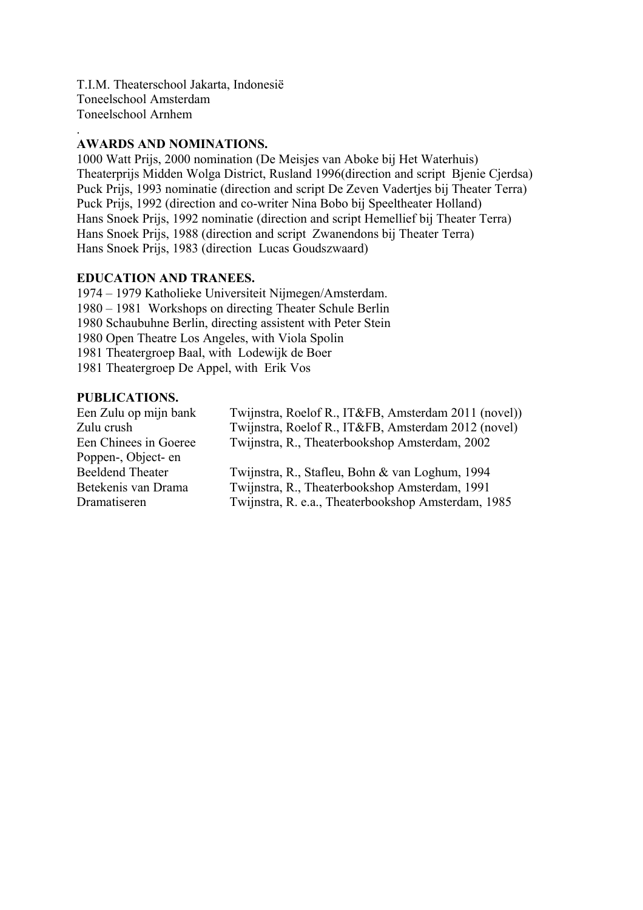T.I.M. Theaterschool Jakarta, Indonesië
Toneelschool Amsterdam
Toneelschool Arnhem

.

**AWARDS AND NOMINATIONS.**

1000 Watt Prijs, 2000 nomination (De Meisjes van Aboke bij Het Waterhuis)
Theaterprijs Midden Wolga District, Rusland 1996(direction and script Bjenie Cjerdsa)
Puck Prijs, 1993 nominatie (direction and script De Zeven Vadertjes bij Theater Terra)
Puck Prijs, 1992 (direction and co-writer Nina Bobo bij Speeltheater Holland)
Hans Snoek Prijs, 1992 nominatie (direction and script Hemellief bij Theater Terra)
Hans Snoek Prijs, 1988 (direction and script Zwanendons bij Theater Terra)
Hans Snoek Prijs, 1983 (direction Lucas Goudszwaard)

**EDUCATION AND TRANEES.**

1974 – 1979 Katholieke Universiteit Nijmegen/Amsterdam.
1980 – 1981 Workshops on directing Theater Schule Berlin
1980 Schaubuhne Berlin, directing assistent with Peter Stein
1980 Open Theatre Los Angeles, with Viola Spolin
1981 Theatergroep Baal, with Lodewijk de Boer
1981 Theatergroep De Appel, with Erik Vos

**PUBLICATIONS.**

| | |
|---|---|
| Een Zulu op mijn bank | Twijnstra, Roelof R., IT&FB, Amsterdam 2011 (novel)) |
| Zulu crush | Twijnstra, Roelof R., IT&FB, Amsterdam 2012 (novel) |
| Een Chinees in Goeree | Twijnstra, R., Theaterbookshop Amsterdam, 2002 |
| Poppen-, Object- en Beeldend Theater | Twijnstra, R., Stafleu, Bohn & van Loghum, 1994 |
| Betekenis van Drama | Twijnstra, R., Theaterbookshop Amsterdam, 1991 |
| Dramatiseren | Twijnstra, R. e.a., Theaterbookshop Amsterdam, 1985 |